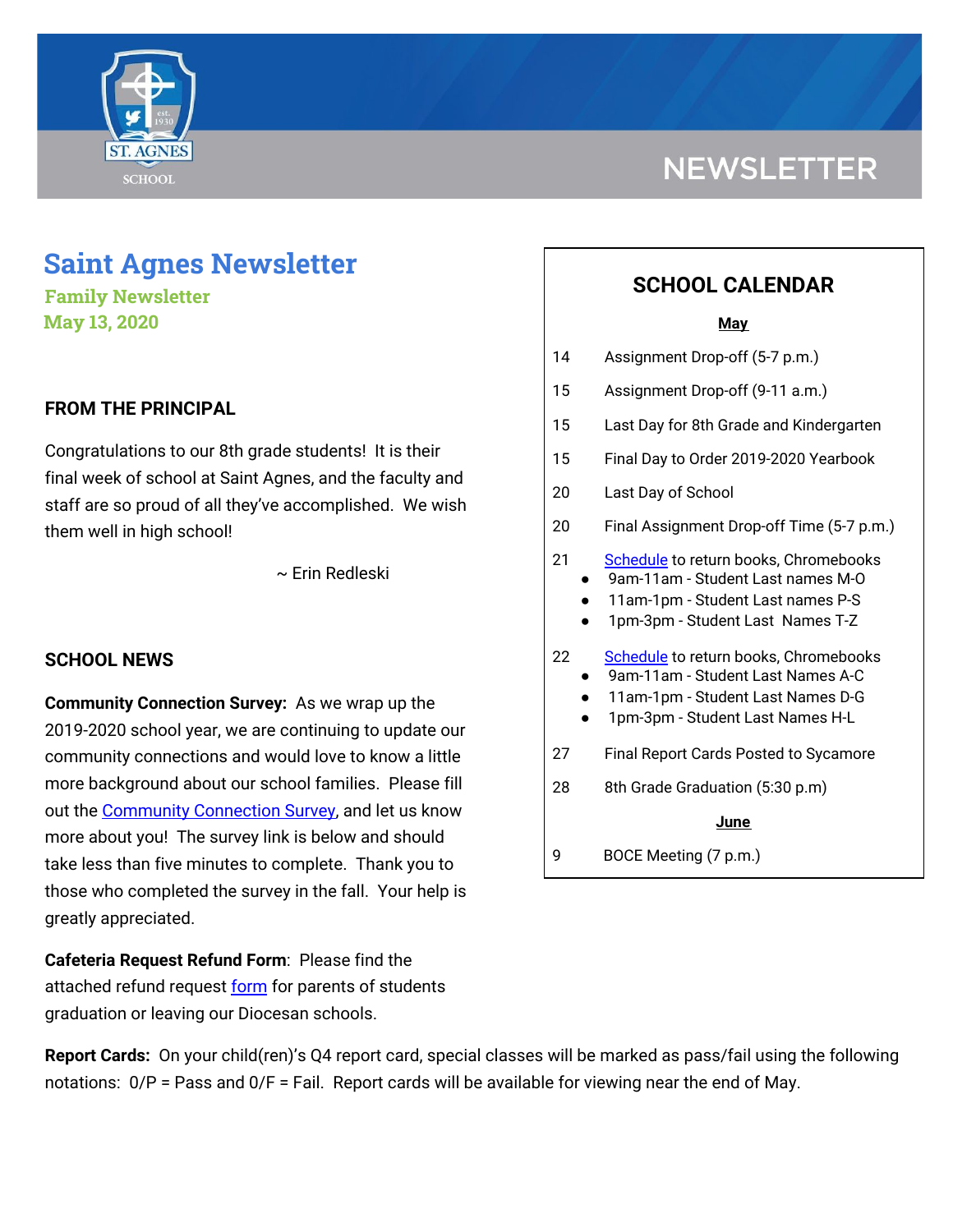# NEWSLETTER

# Saint Agnes Newsletter

**Family Newsletter**
**May 13, 2020**

## FROM THE PRINCIPAL

Congratulations to our 8th grade students! It is their final week of school at Saint Agnes, and the faculty and staff are so proud of all they've accomplished. We wish them well in high school!

~ Erin Redleski

## SCHOOL NEWS

**Community Connection Survey:** As we wrap up the 2019-2020 school year, we are continuing to update our community connections and would love to know a little more background about our school families. Please fill out the Community Connection Survey, and let us know more about you! The survey link is below and should take less than five minutes to complete. Thank you to those who completed the survey in the fall. Your help is greatly appreciated.

**Cafeteria Request Refund Form**: Please find the attached refund request form for parents of students graduation or leaving our Diocesan schools.

## SCHOOL CALENDAR

**May**

| | |
|---|---|
| 14 | Assignment Drop-off (5-7 p.m.) |
| 15 | Assignment Drop-off (9-11 a.m.) |
| 15 | Last Day for 8th Grade and Kindergarten |
| 15 | Final Day to Order 2019-2020 Yearbook |
| 20 | Last Day of School |
| 20 | Final Assignment Drop-off Time (5-7 p.m.) |
| 21 | Schedule to return books, Chromebooks<br>• 9am-11am - Student Last names M-O<br>• 11am-1pm - Student Last names P-S<br>• 1pm-3pm - Student Last Names T-Z |
| 22 | Schedule to return books, Chromebooks<br>• 9am-11am - Student Last Names A-C<br>• 11am-1pm - Student Last Names D-G<br>• 1pm-3pm - Student Last Names H-L |
| 27 | Final Report Cards Posted to Sycamore |
| 28 | 8th Grade Graduation (5:30 p.m) |

**June**

| | |
|---|---|
| 9 | BOCE Meeting (7 p.m.) |

**Report Cards:** On your child(ren)'s Q4 report card, special classes will be marked as pass/fail using the following notations: 0/P = Pass and 0/F = Fail. Report cards will be available for viewing near the end of May.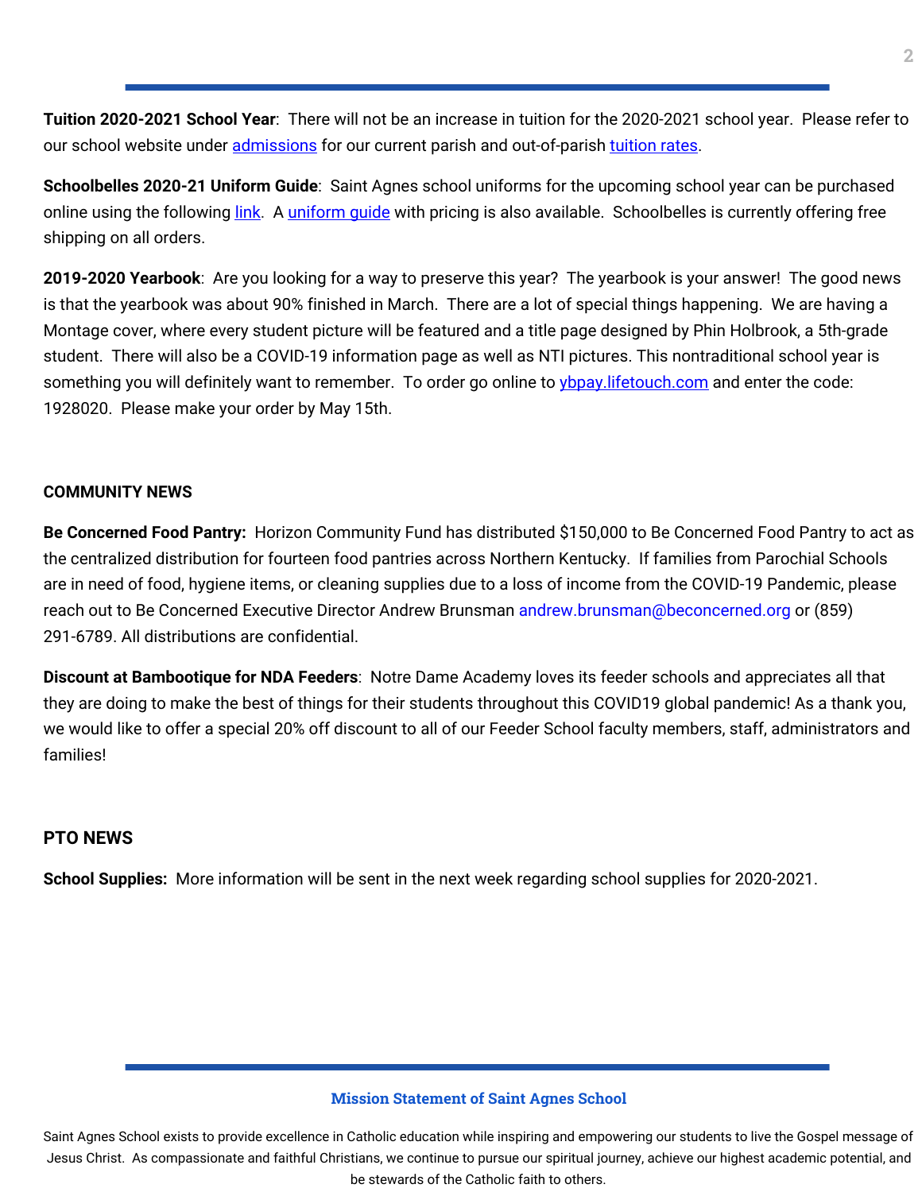**Tuition 2020-2021 School Year**: There will not be an increase in tuition for the 2020-2021 school year. Please refer to our school website under admissions for our current parish and out-of-parish tuition rates.

**Schoolbelles 2020-21 Uniform Guide**: Saint Agnes school uniforms for the upcoming school year can be purchased online using the following link. A uniform guide with pricing is also available. Schoolbelles is currently offering free shipping on all orders.

**2019-2020 Yearbook**: Are you looking for a way to preserve this year? The yearbook is your answer! The good news is that the yearbook was about 90% finished in March. There are a lot of special things happening. We are having a Montage cover, where every student picture will be featured and a title page designed by Phin Holbrook, a 5th-grade student. There will also be a COVID-19 information page as well as NTI pictures. This nontraditional school year is something you will definitely want to remember. To order go online to ybpay.lifetouch.com and enter the code: 1928020. Please make your order by May 15th.

## COMMUNITY NEWS

**Be Concerned Food Pantry:** Horizon Community Fund has distributed $150,000 to Be Concerned Food Pantry to act as the centralized distribution for fourteen food pantries across Northern Kentucky. If families from Parochial Schools are in need of food, hygiene items, or cleaning supplies due to a loss of income from the COVID-19 Pandemic, please reach out to Be Concerned Executive Director Andrew Brunsman andrew.brunsman@beconcerned.org or (859) 291-6789. All distributions are confidential.

**Discount at Bambootique for NDA Feeders**: Notre Dame Academy loves its feeder schools and appreciates all that they are doing to make the best of things for their students throughout this COVID19 global pandemic! As a thank you, we would like to offer a special 20% off discount to all of our Feeder School faculty members, staff, administrators and families!

## PTO NEWS

**School Supplies:** More information will be sent in the next week regarding school supplies for 2020-2021.

### Mission Statement of Saint Agnes School

Saint Agnes School exists to provide excellence in Catholic education while inspiring and empowering our students to live the Gospel message of Jesus Christ. As compassionate and faithful Christians, we continue to pursue our spiritual journey, achieve our highest academic potential, and be stewards of the Catholic faith to others.